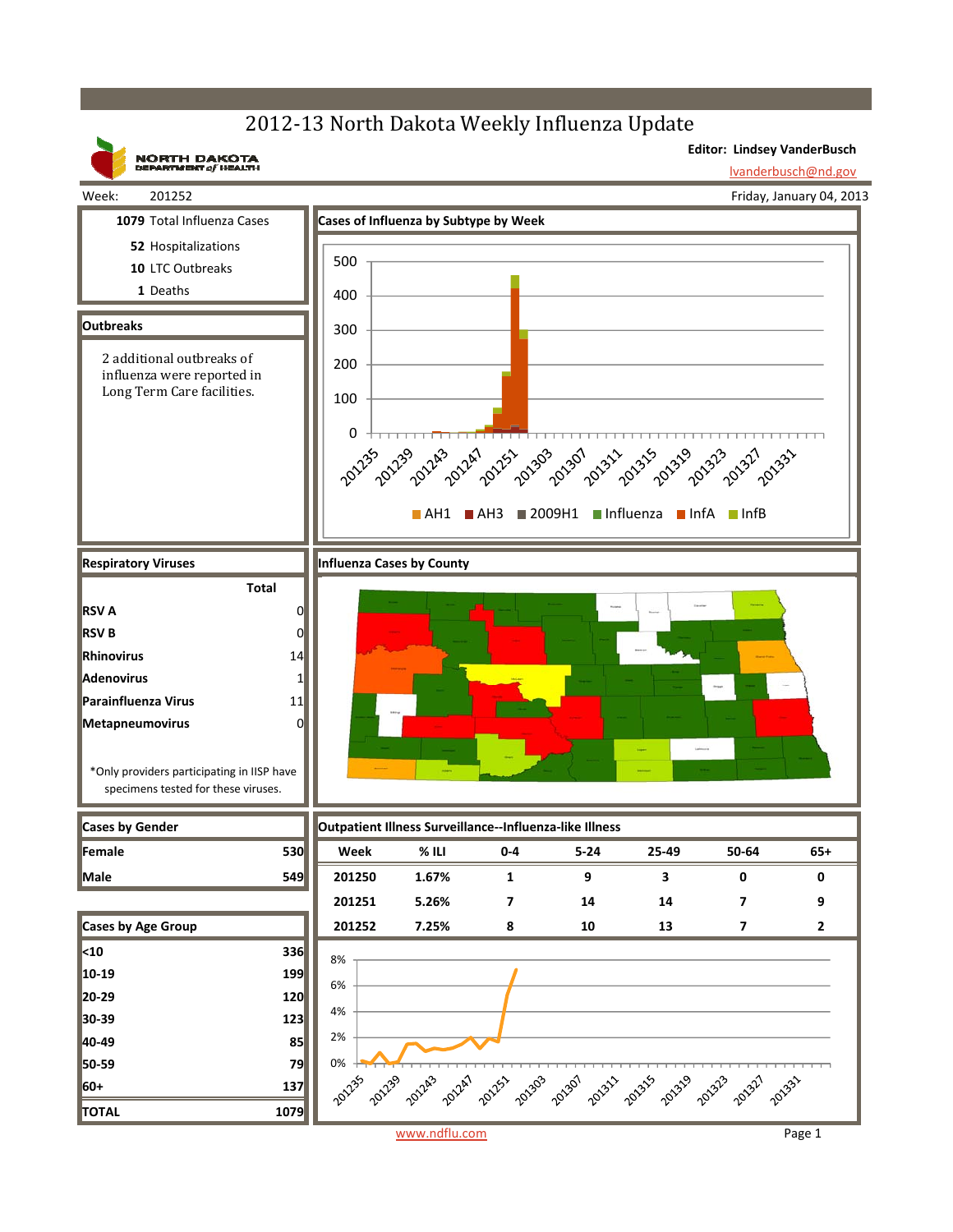# 2012-13 North Dakota Weekly Influenza Update

NORTH DAKOTA DEPARTMENT of HEALTH

**Editor: Lindsey VanderBusch**

lvanderbusch@nd.gov

Week: 201252

Friday, January 04, 2013

**1079** Total Influenza Cases

**52** Hospitalizations

**10** LTC Outbreaks

**1** Deaths

## Outbreaks

2 additional outbreaks of influenza were reported in Long Term Care facilities.

## Cases of Influenza by Subtype by Week

AH1 | AH3 | 2009H1 | Influenza | InfA | InfB

## Respiratory Viruses

| | Total |
|---|---|
| **RSV A** | 0 |
| **RSV B** | 0 |
| **Rhinovirus** | 14 |
| **Adenovirus** | 1 |
| **Parainfluenza Virus** | 11 |
| **Metapneumovirus** | 0 |

*Only providers participating in IISP have specimens tested for these viruses.

## Influenza Cases by County

## Cases by Gender

| | |
|---|---|
| **Female** | 530 |
| **Male** | 549 |

## Cases by Age Group

| | |
|---|---|
| **<10** | 336 |
| **10-19** | 199 |
| **20-29** | 120 |
| **30-39** | 123 |
| **40-49** | 85 |
| **50-59** | 79 |
| **60+** | 137 |
| **TOTAL** | 1079 |

## Outpatient Illness Surveillance--Influenza-like Illness

| Week | % ILI | 0-4 | 5-24 | 25-49 | 50-64 | 65+ |
|---|---|---|---|---|---|---|
| 201250 | 1.67% | 1 | 9 | 3 | 0 | 0 |
| 201251 | 5.26% | 7 | 14 | 14 | 7 | 9 |
| 201252 | 7.25% | 8 | 10 | 13 | 7 | 2 |

www.ndflu.com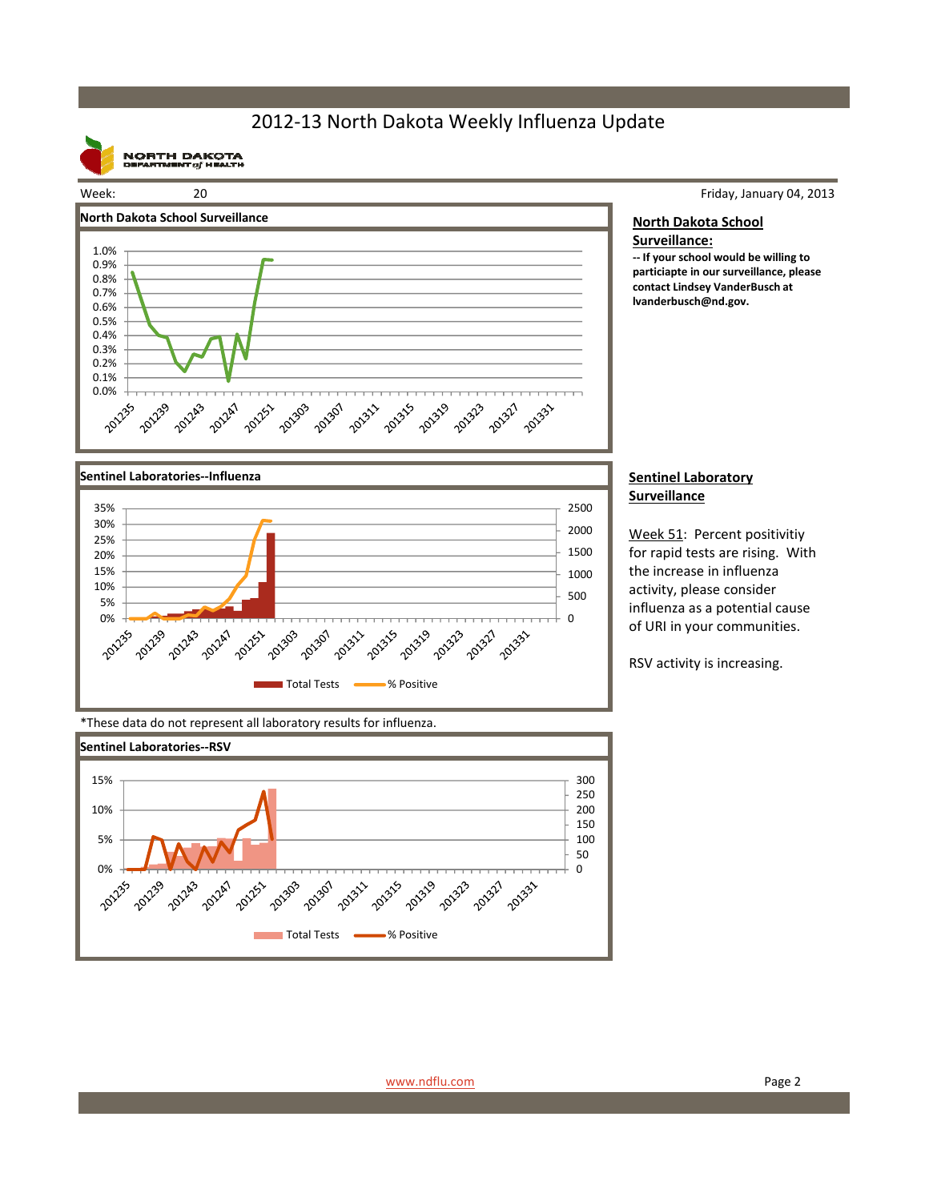# 2012-13 North Dakota Weekly Influenza Update

NORTH DAKOTA DEPARTMENT of HEALTH

Week: 20

Friday, January 04, 2013

## North Dakota School Surveillance

1.0%
0.9%
0.8%
0.7%
0.6%
0.5%
0.4%
0.3%
0.2%
0.1%
0.0%

201235 201239 201243 201247 201251 201303 201307 201311 201315 201319 201323 201327 201331

## Sentinel Laboratories--Influenza

35%
30%
25%
20%
15%
10%
5%
0%

2500
2000
1500
1000
500
0

201235 201239 201243 201247 201251 201303 201307 201311 201315 201319 201323 201327 201331

Total Tests
% Positive

*These data do not represent all laboratory results for influenza.

## Sentinel Laboratories--RSV

15%
10%
5%
0%

300
250
200
150
100
50
0

201235 201239 201243 201247 201251 201303 201307 201311 201315 201319 201323 201327 201331

Total Tests
% Positive

## North Dakota School Surveillance:

**-- If your school would be willing to particiapte in our surveillance, please contact Lindsey VanderBusch at lvanderbusch@nd.gov.**

## Sentinel Laboratory Surveillance

Week 51: Percent positivitiy for rapid tests are rising. With the increase in influenza activity, please consider influenza as a potential cause of URI in your communities.

RSV activity is increasing.

www.ndflu.com